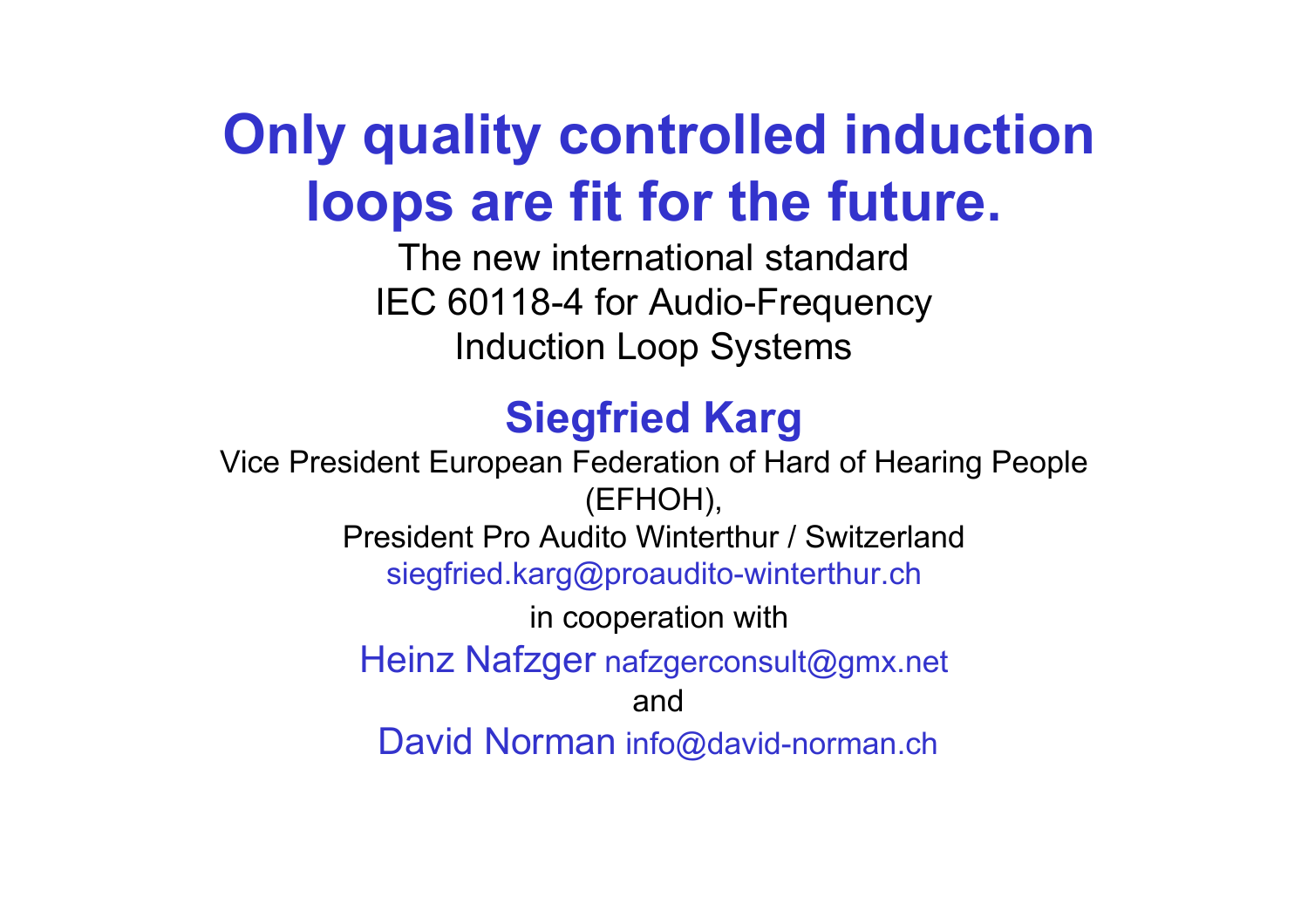# Only quality controlled induction loops are fit for the future.

The new international standard
IEC 60118-4 for Audio-Frequency
Induction Loop Systems

## Siegfried Karg

Vice President European Federation of Hard of Hearing People (EFHOH),
President Pro Audito Winterthur / Switzerland
siegfried.karg@proaudito-winterthur.ch

in cooperation with

Heinz Nafzger nafzgerconsult@gmx.net

and

David Norman info@david-norman.ch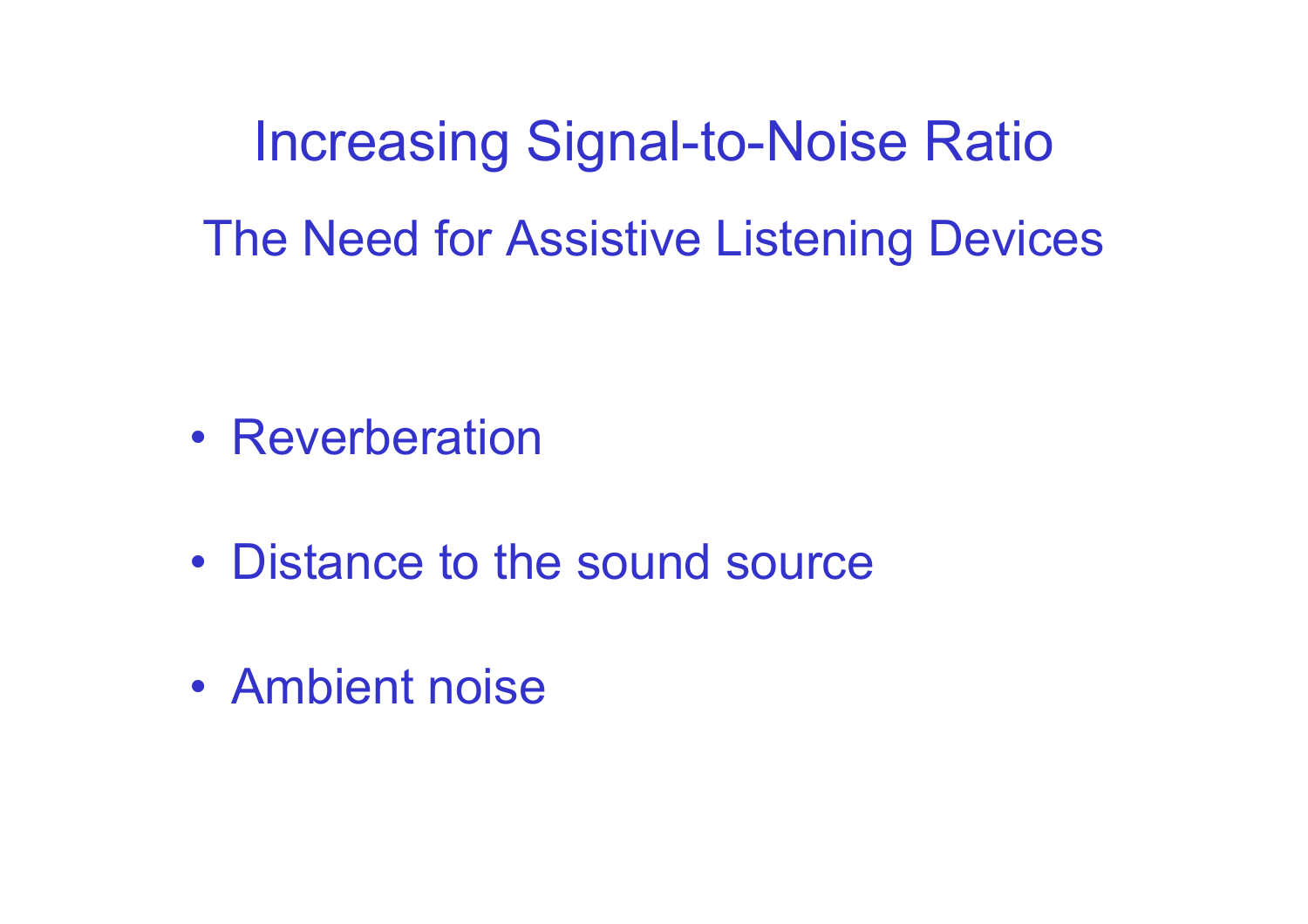# Increasing Signal-to-Noise Ratio

## The Need for Assistive Listening Devices

- Reverberation
- Distance to the sound source
- Ambient noise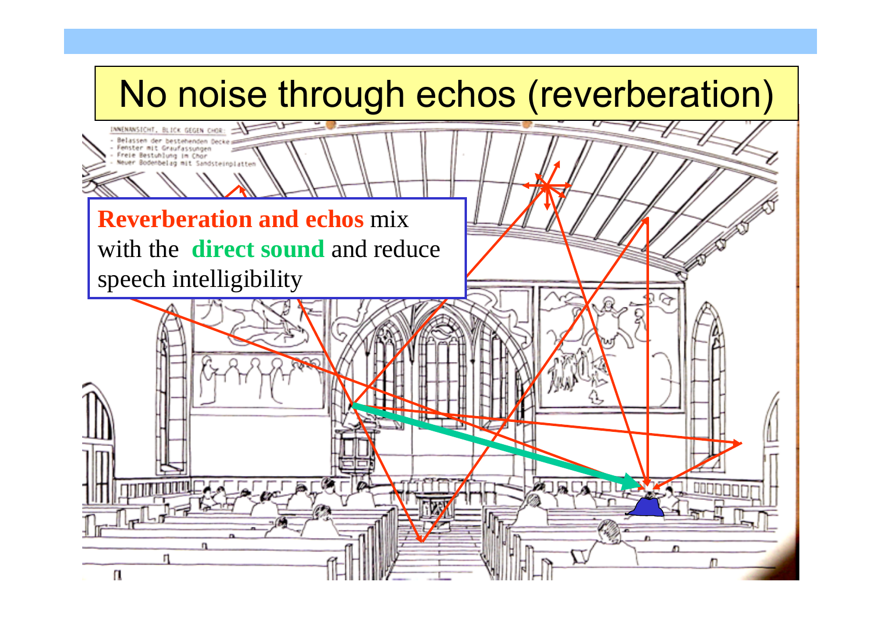# No noise through echos (reverberation)

**Reverberation and echos** mix with the **direct sound** and reduce speech intelligibility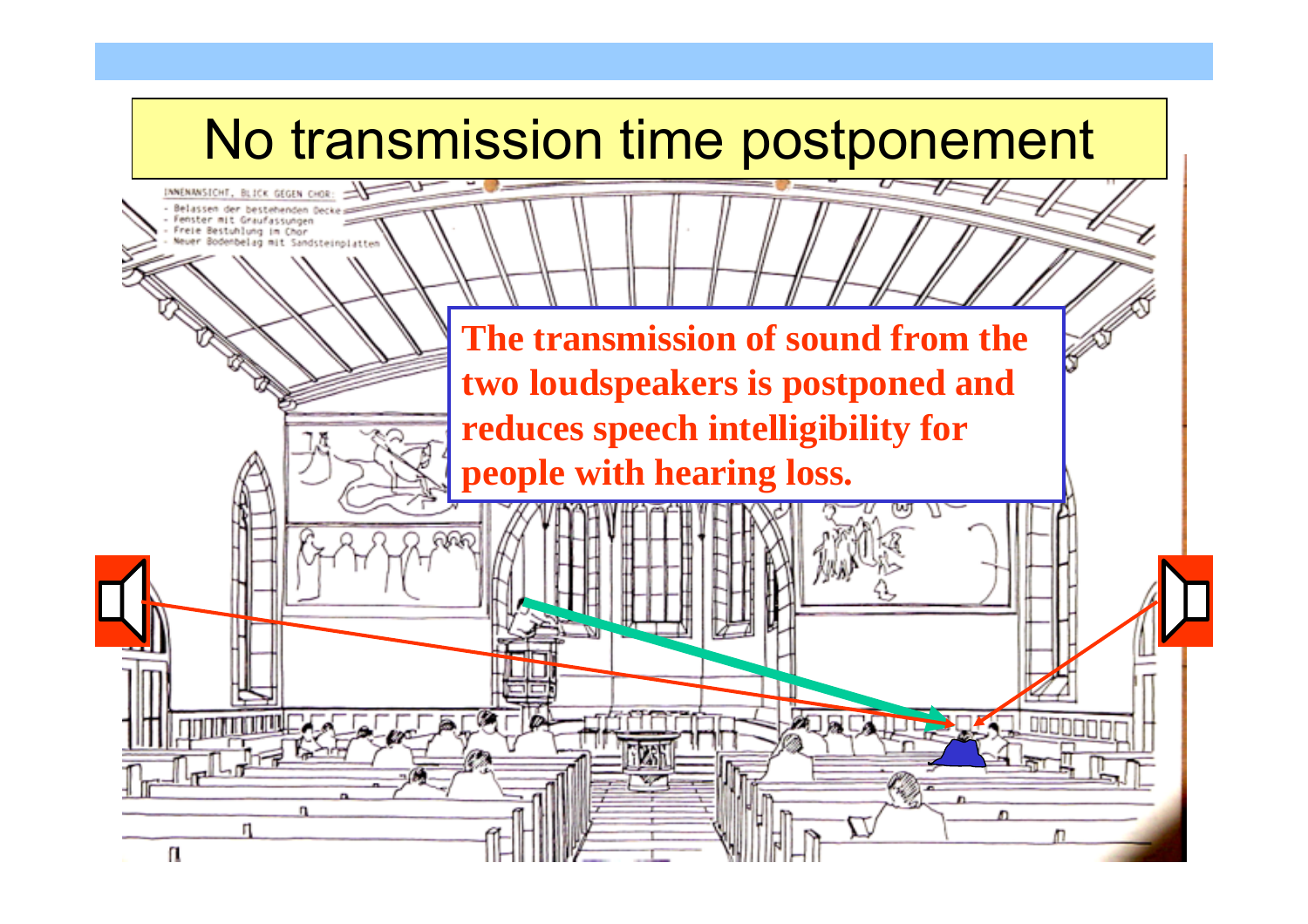# No transmission time postponement

**The transmission of sound from the two loudspeakers is postponed and reduces speech intelligibility for people with hearing loss.**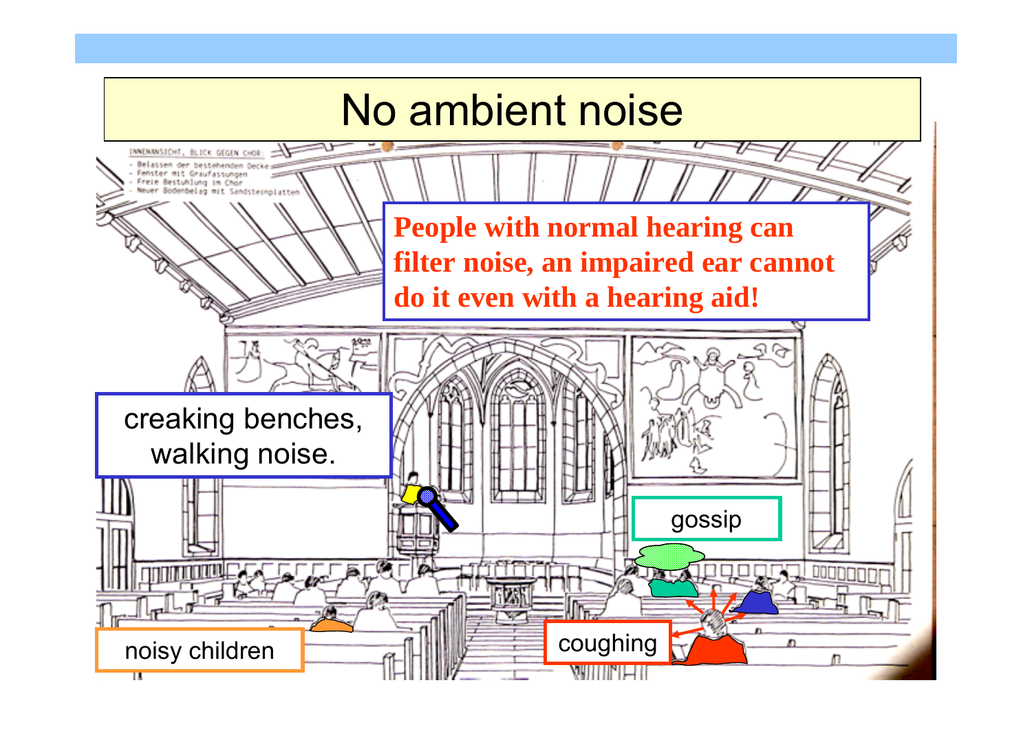# No ambient noise

**People with normal hearing can filter noise, an impaired ear cannot do it even with a hearing aid!**

creaking benches, walking noise.

gossip

coughing

noisy children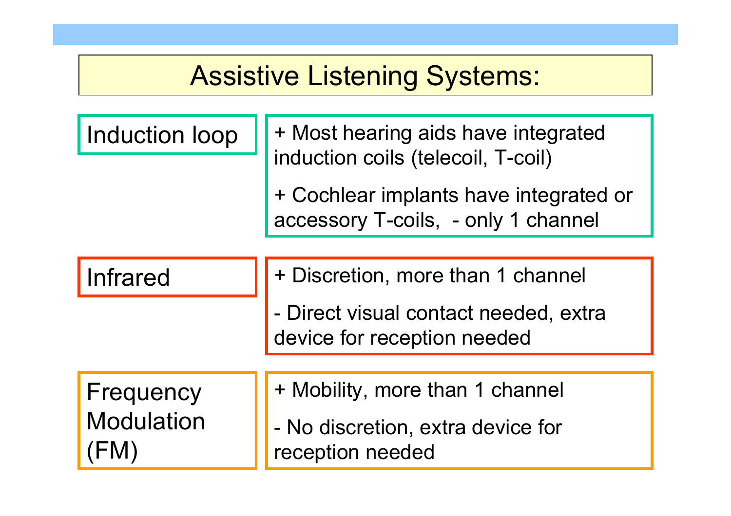# Assistive Listening Systems:

| System | Properties |
| --- | --- |
| Induction loop | + Most hearing aids have integrated induction coils (telecoil, T-coil)<br><br>+ Cochlear implants have integrated or accessory T-coils, - only 1 channel |
| Infrared | + Discretion, more than 1 channel<br><br>- Direct visual contact needed, extra device for reception needed |
| Frequency Modulation (FM) | + Mobility, more than 1 channel<br><br>- No discretion, extra device for reception needed |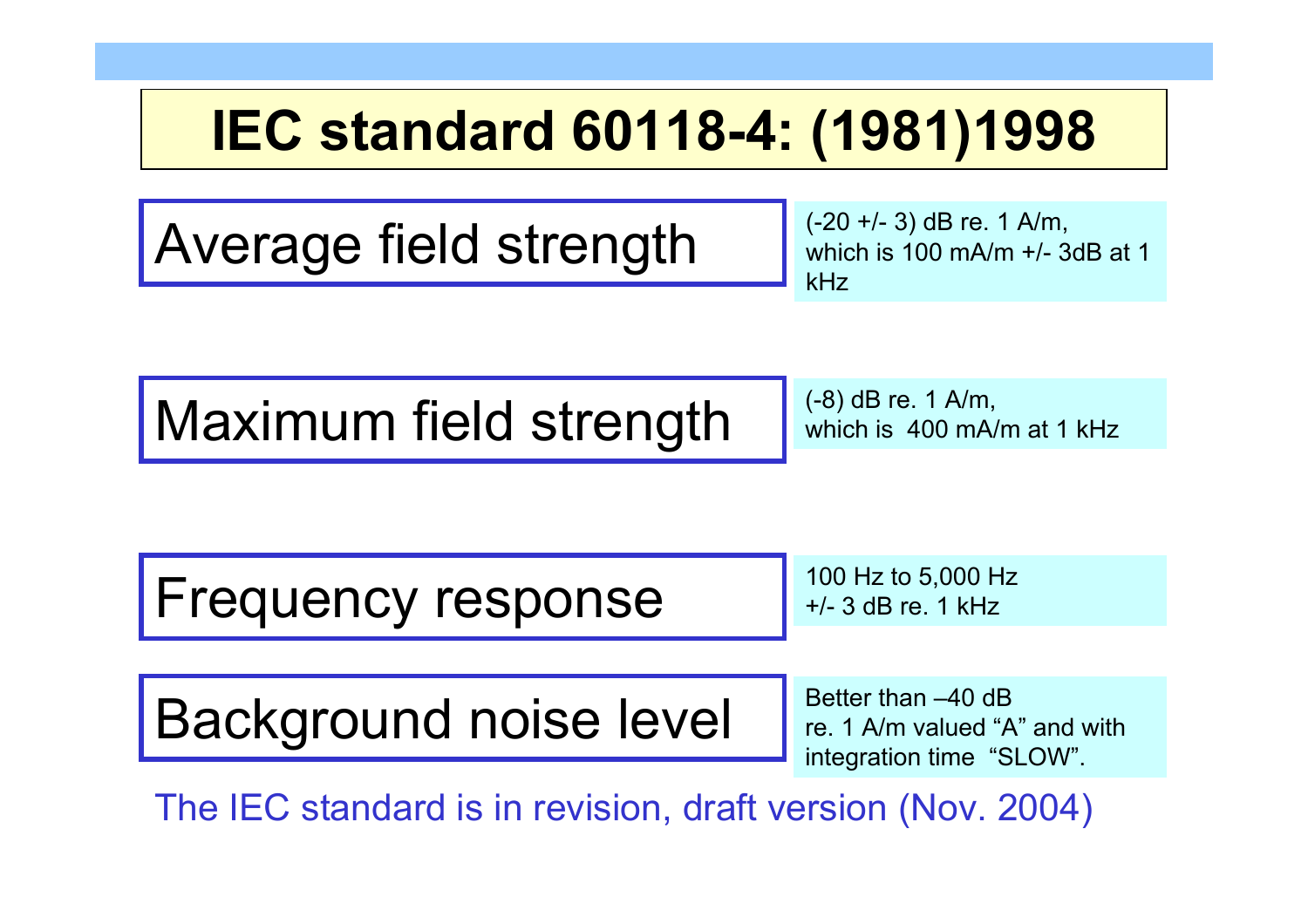# IEC standard 60118-4: (1981)1998

| | |
|---|---|
| Average field strength | (-20 +/- 3) dB re. 1 A/m, which is 100 mA/m +/- 3dB at 1 kHz |
| Maximum field strength | (-8) dB re. 1 A/m, which is 400 mA/m at 1 kHz |
| Frequency response | 100 Hz to 5,000 Hz +/- 3 dB re. 1 kHz |
| Background noise level | Better than –40 dB re. 1 A/m valued "A" and with integration time "SLOW". |

The IEC standard is in revision, draft version (Nov. 2004)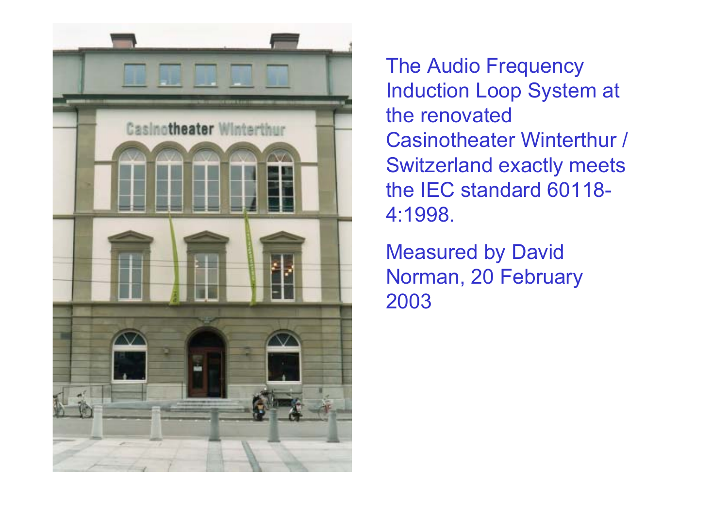The Audio Frequency Induction Loop System at the renovated Casinotheater Winterthur / Switzerland exactly meets the IEC standard 60118-4:1998.

Measured by David Norman, 20 February 2003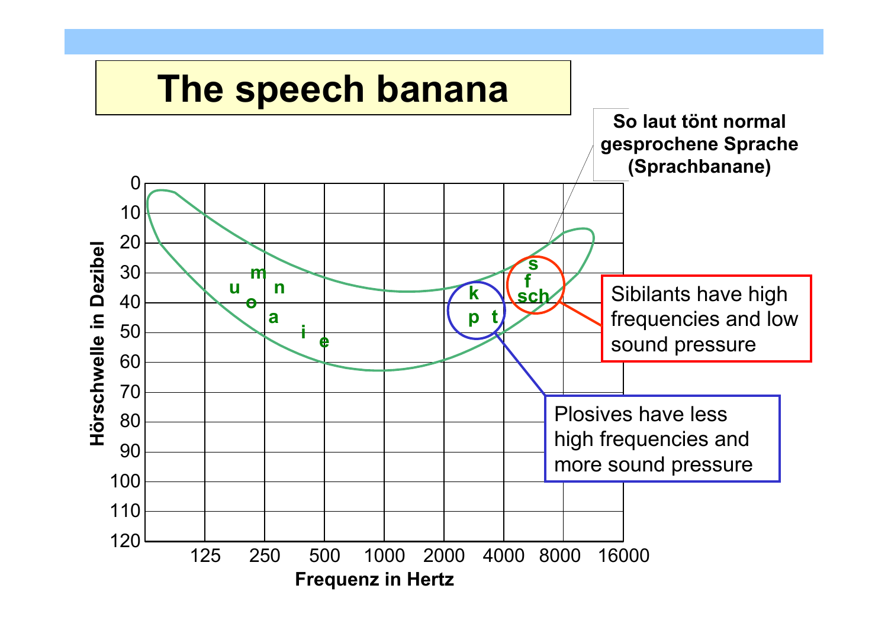# The speech banana

So laut tönt normal gesprochene Sprache (Sprachbanane)

Hörschwelle in Dezibel: 0, 10, 20, 30, 40, 50, 60, 70, 80, 90, 100, 110, 120

Frequenz in Hertz: 125, 250, 500, 1000, 2000, 4000, 8000, 16000

u, m, o, n, a, i, e

k, p, t

s, f, sch

Sibilants have high frequencies and low sound pressure

Plosives have less high frequencies and more sound pressure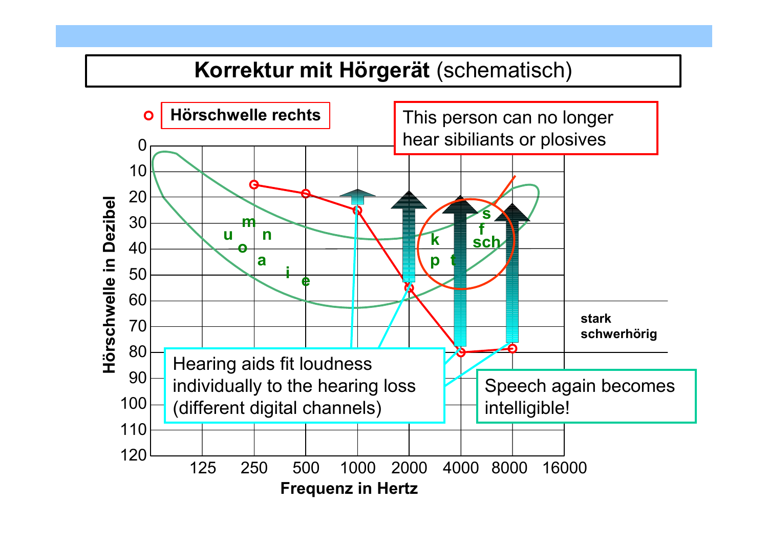# Korrektur mit Hörgerät (schematisch)

Hörschwelle rechts

This person can no longer hear sibiliants or plosives

Hörschwelle in Dezibel: 0, 10, 20, 30, 40, 50, 60, 70, 80, 90, 100, 110, 120

Frequenz in Hertz: 125, 250, 500, 1000, 2000, 4000, 8000, 16000

u m o n a i e

k p t s f sch

stark schwerhörig

Hearing aids fit loudness individually to the hearing loss (different digital channels)

Speech again becomes intelligible!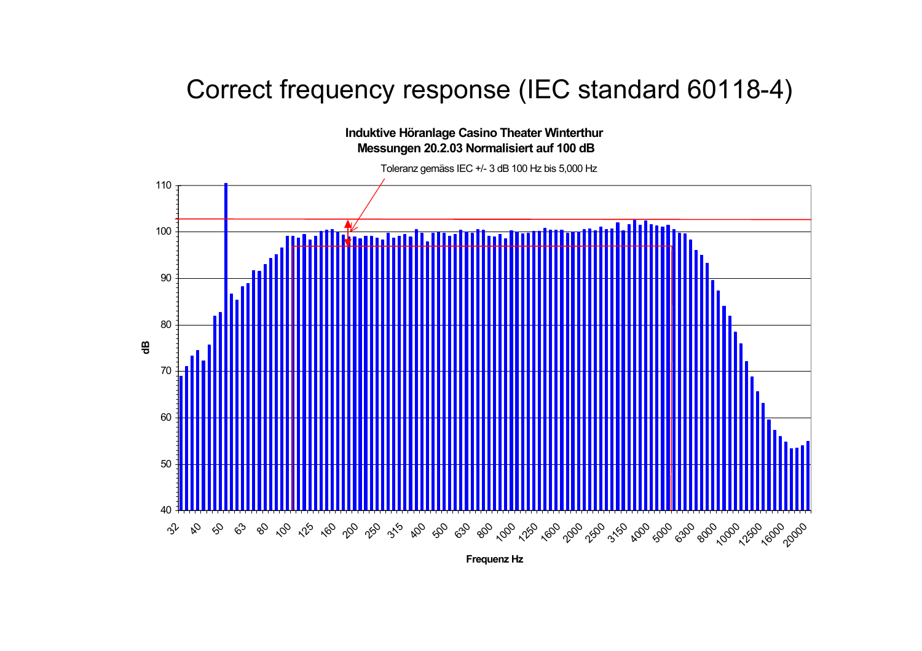# Correct frequency response (IEC standard 60118-4)

**Induktive Höranlage Casino Theater Winterthur**
**Messungen 20.2.03 Normalisiert auf 100 dB**

Toleranz gemäss IEC +/- 3 dB 100 Hz bis 5,000 Hz

dB

Frequenz Hz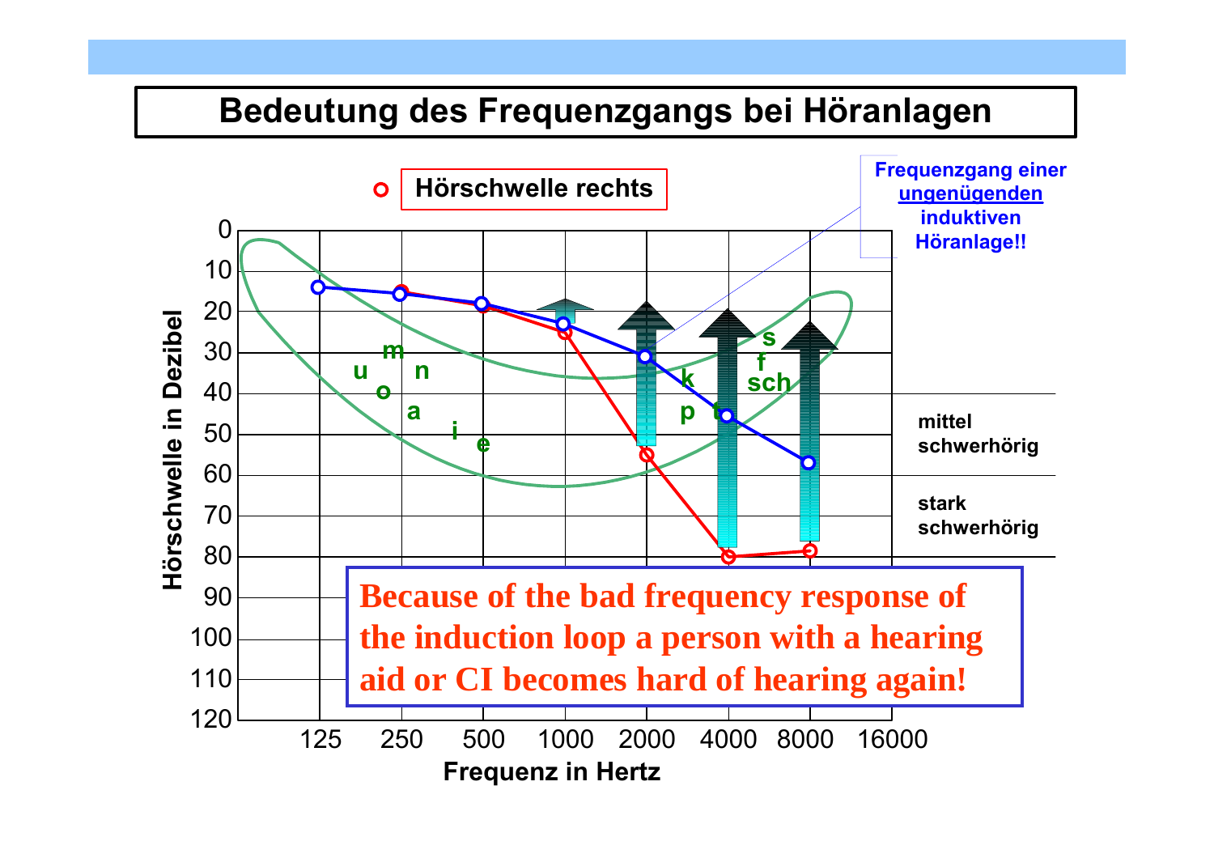# Bedeutung des Frequenzgangs bei Höranlagen

Hörschwelle rechts

Frequenzgang einer **ungenügenden** induktiven Höranlage!!

Hörschwelle in Dezibel

0, 10, 20, 30, 40, 50, 60, 70, 80, 90, 100, 110, 120

u m o n a i e

k p t s f sch

mittel schwerhörig

stark schwerhörig

125, 250, 500, 1000, 2000, 4000, 8000, 16000

Frequenz in Hertz

**Because of the bad frequency response of the induction loop a person with a hearing aid or CI becomes hard of hearing again!**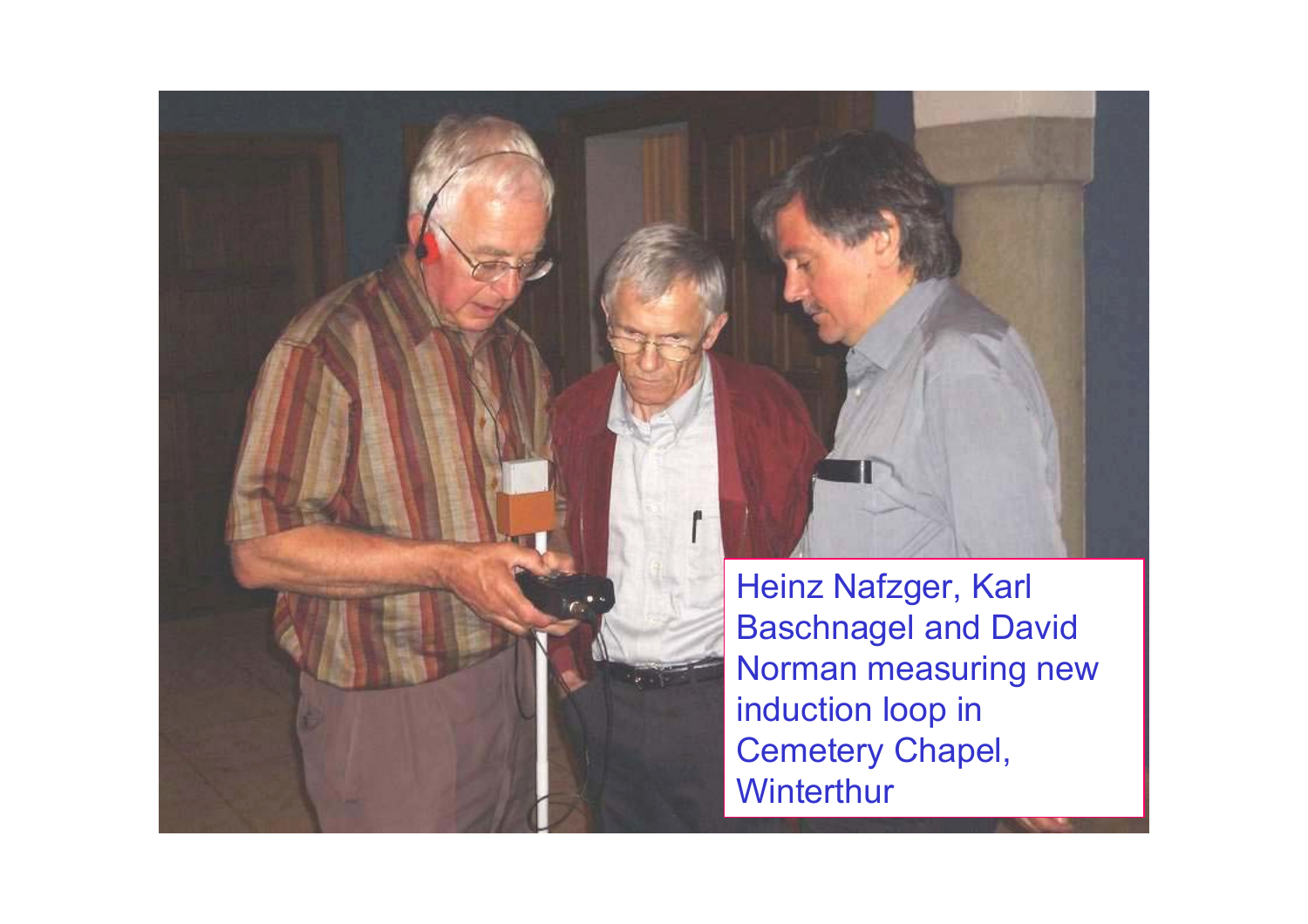Heinz Nafzger, Karl Baschnagel and David Norman measuring new induction loop in Cemetery Chapel, Winterthur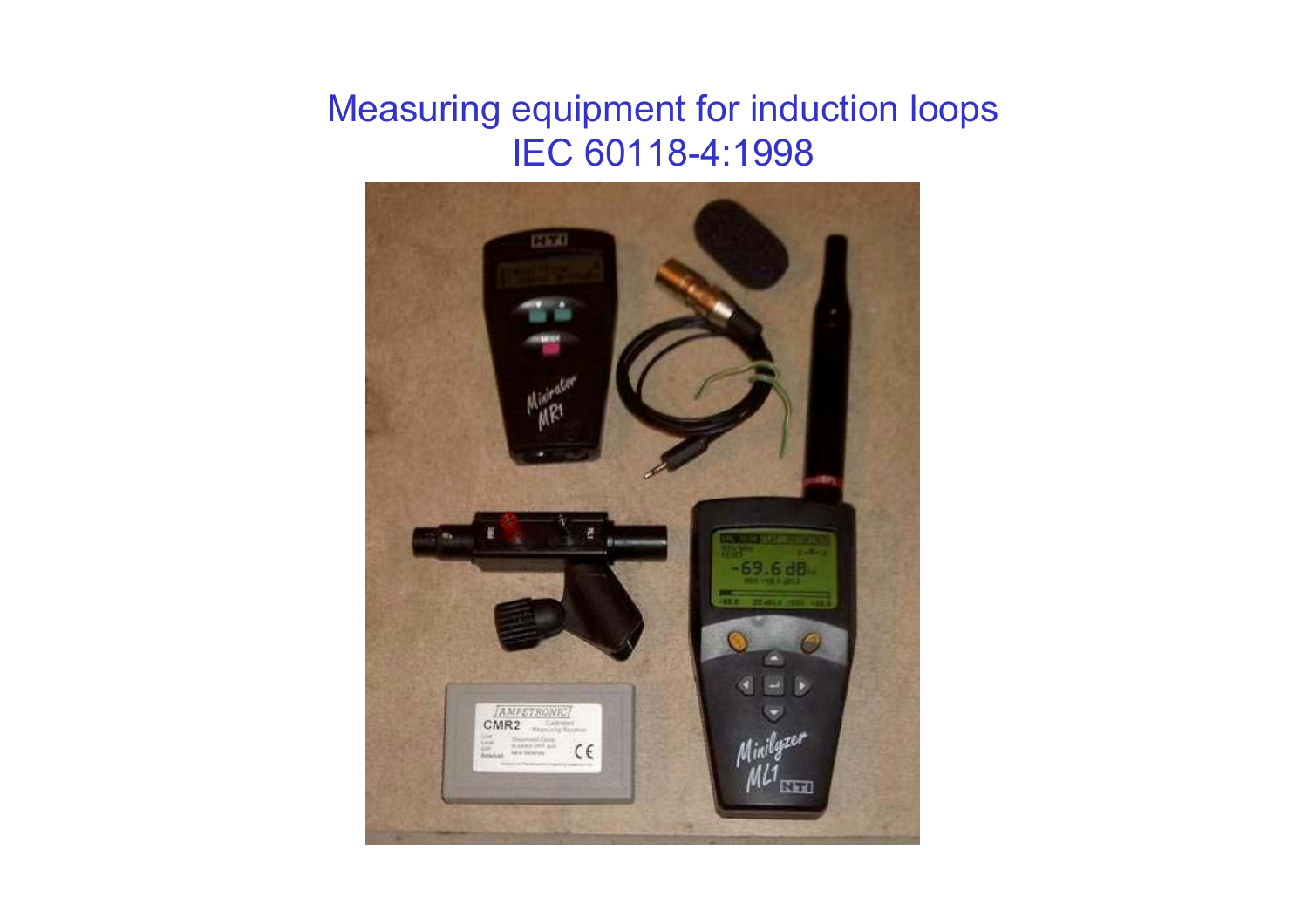# Measuring equipment for induction loops
IEC 60118-4:1998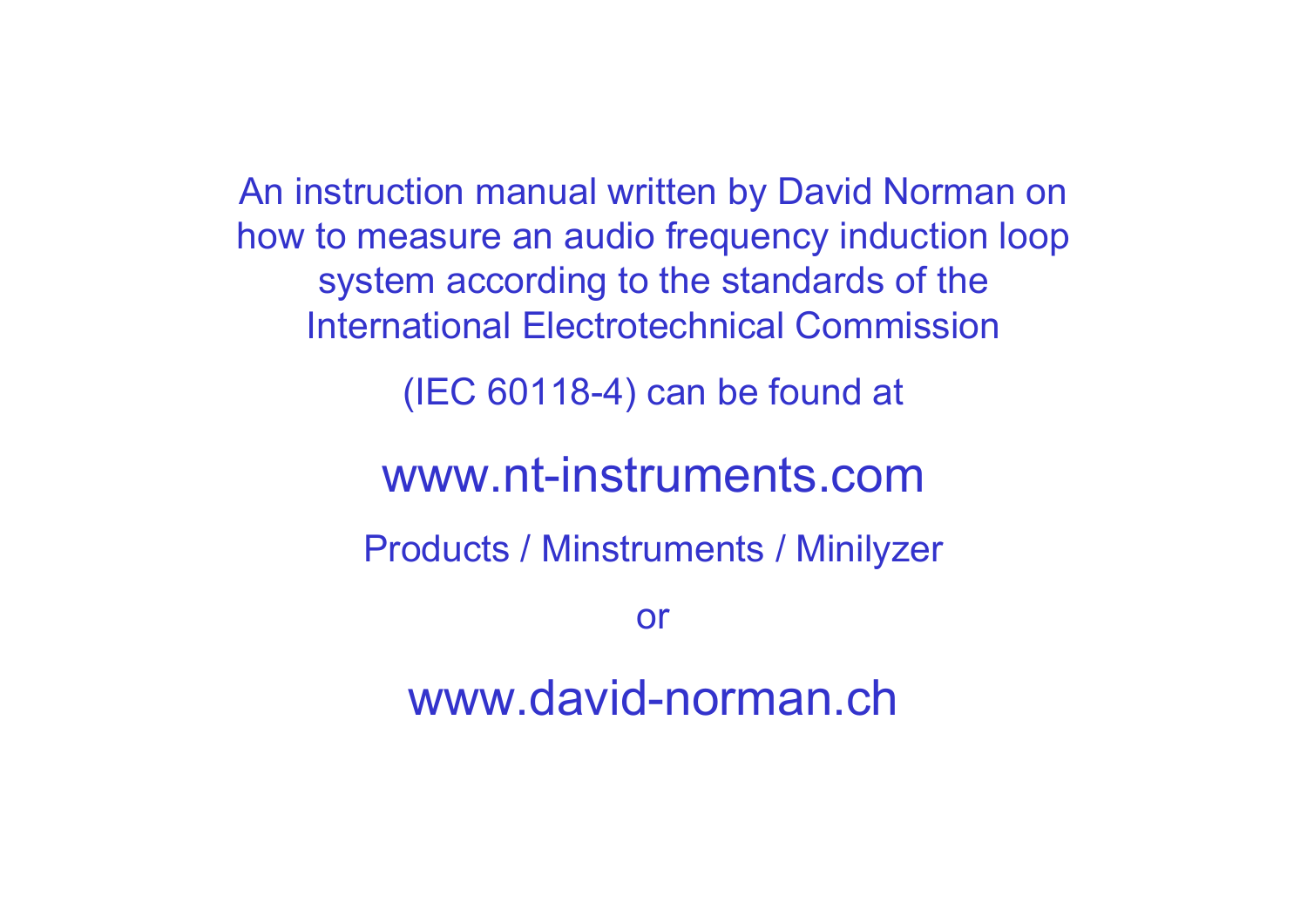An instruction manual written by David Norman on how to measure an audio frequency induction loop system according to the standards of the International Electrotechnical Commission

(IEC 60118-4) can be found at

## www.nt-instruments.com

Products / Minstruments / Minilyzer

or

## www.david-norman.ch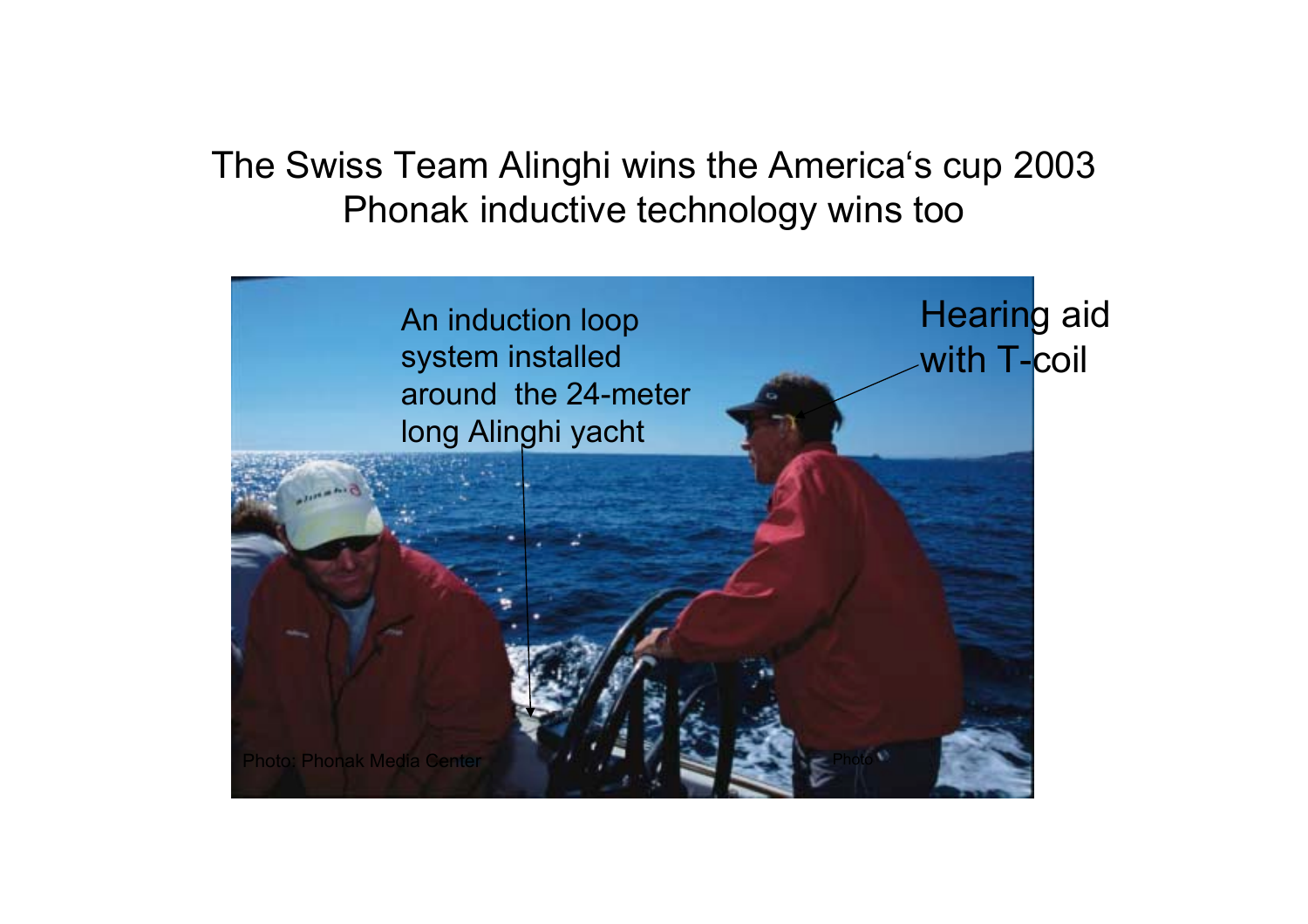The Swiss Team Alinghi wins the America's cup 2003
Phonak inductive technology wins too

An induction loop system installed around the 24-meter long Alinghi yacht

Hearing aid with T-coil

Photo: Phonak Media Center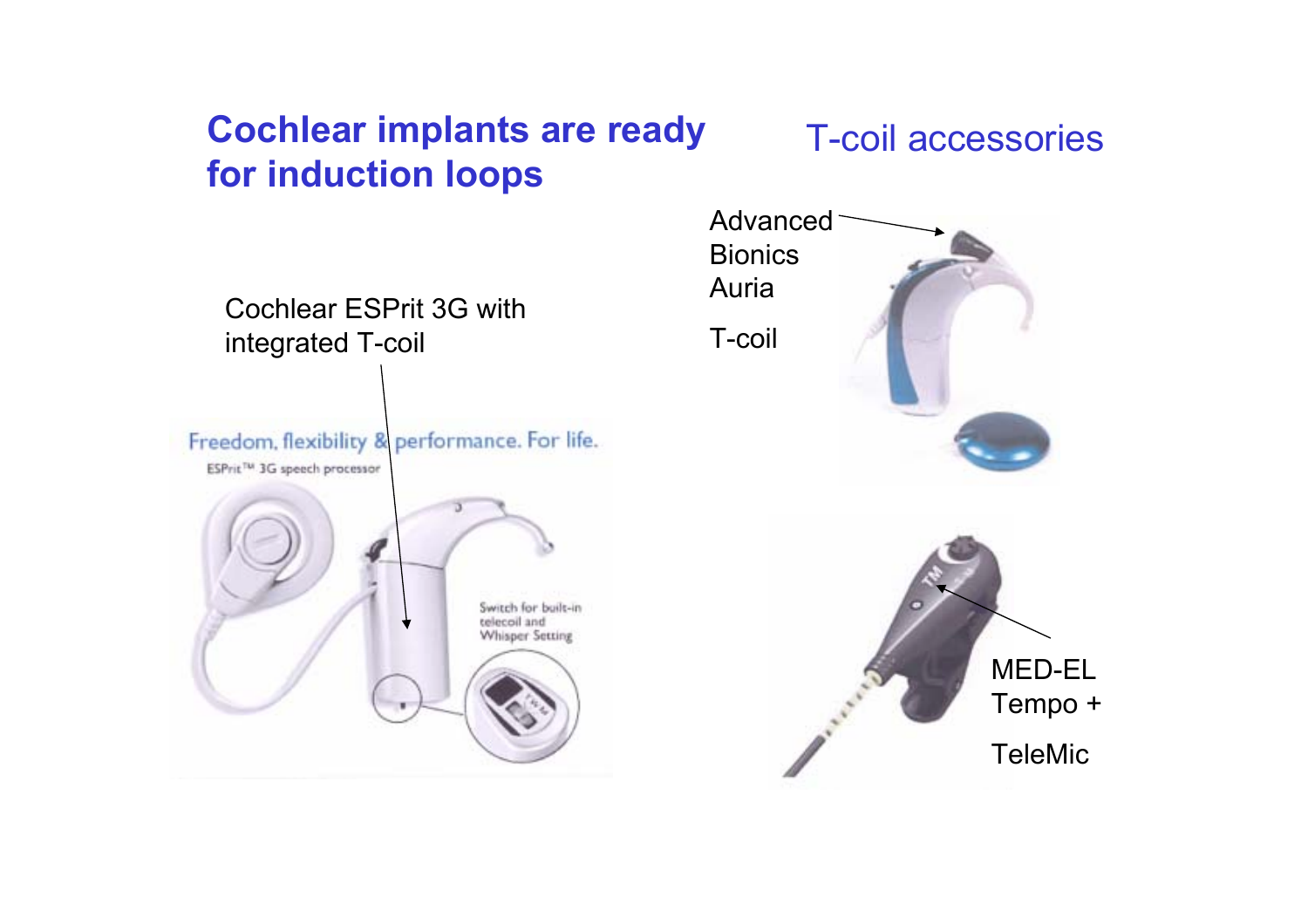## Cochlear implants are ready for induction loops

## T-coil accessories

Cochlear ESPrit 3G with integrated T-coil

Advanced Bionics Auria

T-coil

MED-EL Tempo +

TeleMic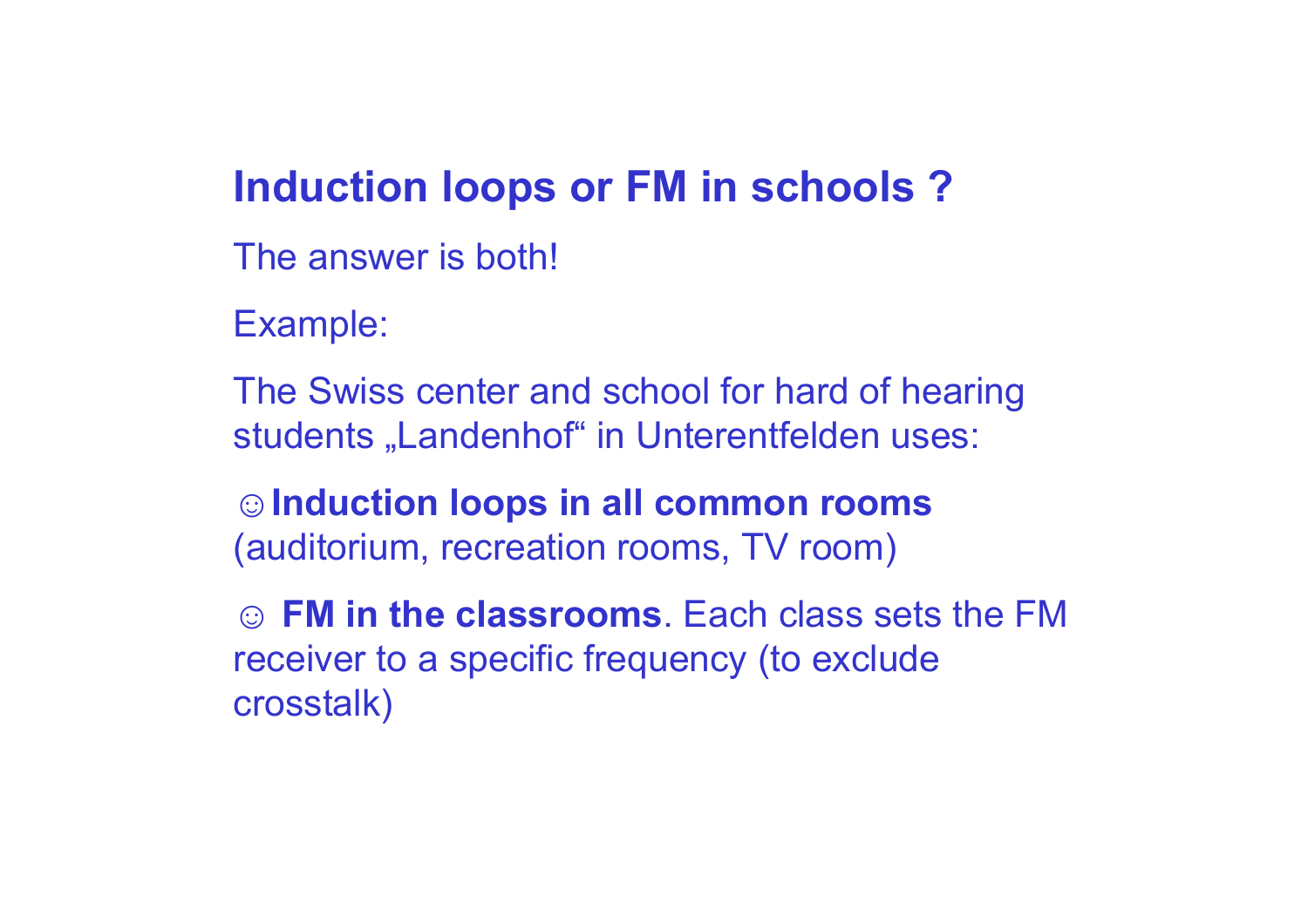## Induction loops or FM in schools ?

The answer is both!

Example:

The Swiss center and school for hard of hearing students „Landenhof“ in Unterentfelden uses:

☺**Induction loops in all common rooms** (auditorium, recreation rooms, TV room)

☺ **FM in the classrooms**. Each class sets the FM receiver to a specific frequency (to exclude crosstalk)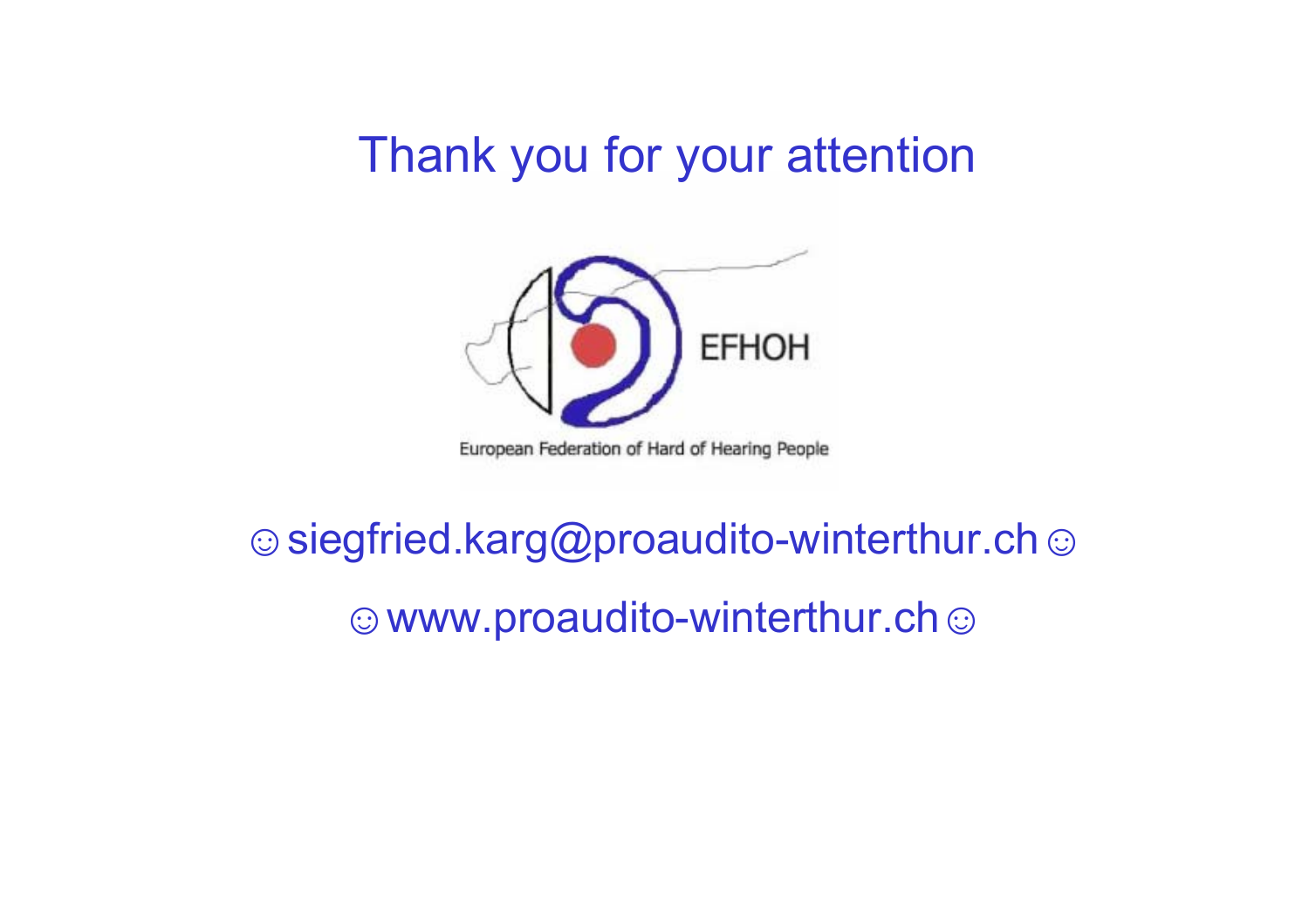# Thank you for your attention

EFHOH

European Federation of Hard of Hearing People

☺ siegfried.karg@proaudito-winterthur.ch ☺

☺ www.proaudito-winterthur.ch ☺